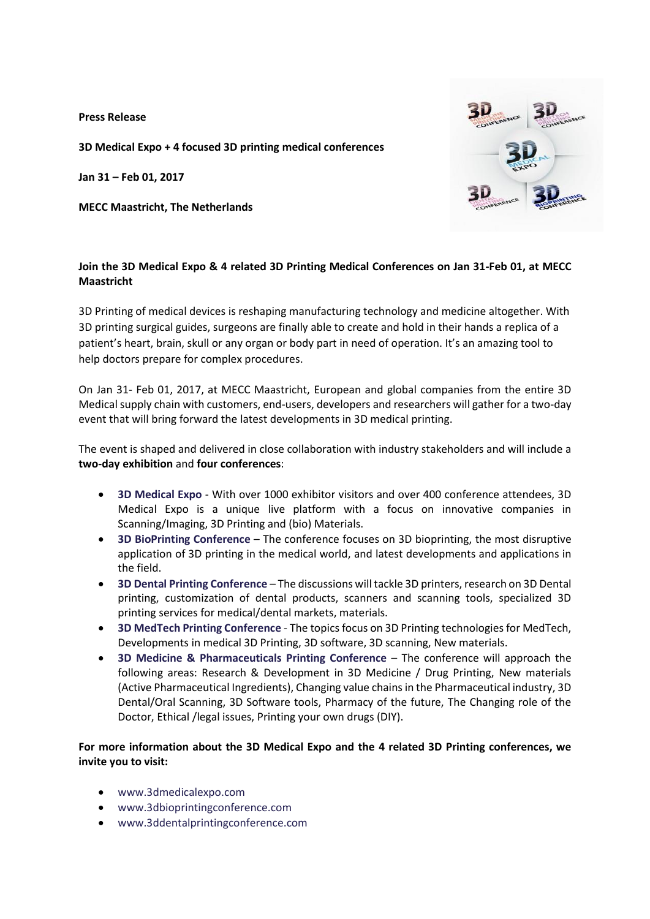**Press Release**

**3D Medical Expo + 4 focused 3D printing medical conferences**

**Jan 31 – Feb 01, 2017**

**MECC Maastricht, The Netherlands**

**Join the 3D Medical Expo & 4 related 3D Printing Medical Conferences on Jan 31-Feb 01, at MECC Maastricht**

3D Printing of medical devices is reshaping manufacturing technology and medicine altogether. With 3D printing surgical guides, surgeons are finally able to create and hold in their hands a replica of a patient's heart, brain, skull or any organ or body part in need of operation. It's an amazing tool to help doctors prepare for complex procedures.

On Jan 31- Feb 01, 2017, at MECC Maastricht, European and global companies from the entire 3D Medical supply chain with customers, end-users, developers and researchers will gather for a two-day event that will bring forward the latest developments in 3D medical printing.

The event is shaped and delivered in close collaboration with industry stakeholders and will include a **two-day exhibition** and **four conferences**:

- **3D Medical Expo** - With over 1000 exhibitor visitors and over 400 conference attendees, 3D Medical Expo is a unique live platform with a focus on innovative companies in Scanning/Imaging, 3D Printing and (bio) Materials.
- **3D BioPrinting Conference** – The conference focuses on 3D bioprinting, the most disruptive application of 3D printing in the medical world, and latest developments and applications in the field.
- **3D Dental Printing Conference** – The discussions will tackle 3D printers, research on 3D Dental printing, customization of dental products, scanners and scanning tools, specialized 3D printing services for medical/dental markets, materials.
- **3D MedTech Printing Conference** - The topics focus on 3D Printing technologies for MedTech, Developments in medical 3D Printing, 3D software, 3D scanning, New materials.
- **3D Medicine & Pharmaceuticals Printing Conference** – The conference will approach the following areas: Research & Development in 3D Medicine / Drug Printing, New materials (Active Pharmaceutical Ingredients), Changing value chains in the Pharmaceutical industry, 3D Dental/Oral Scanning, 3D Software tools, Pharmacy of the future, The Changing role of the Doctor, Ethical /legal issues, Printing your own drugs (DIY).

**For more information about the 3D Medical Expo and the 4 related 3D Printing conferences, we invite you to visit:**

- www.3dmedicalexpo.com
- www.3dbioprintingconference.com
- www.3ddentalprintingconference.com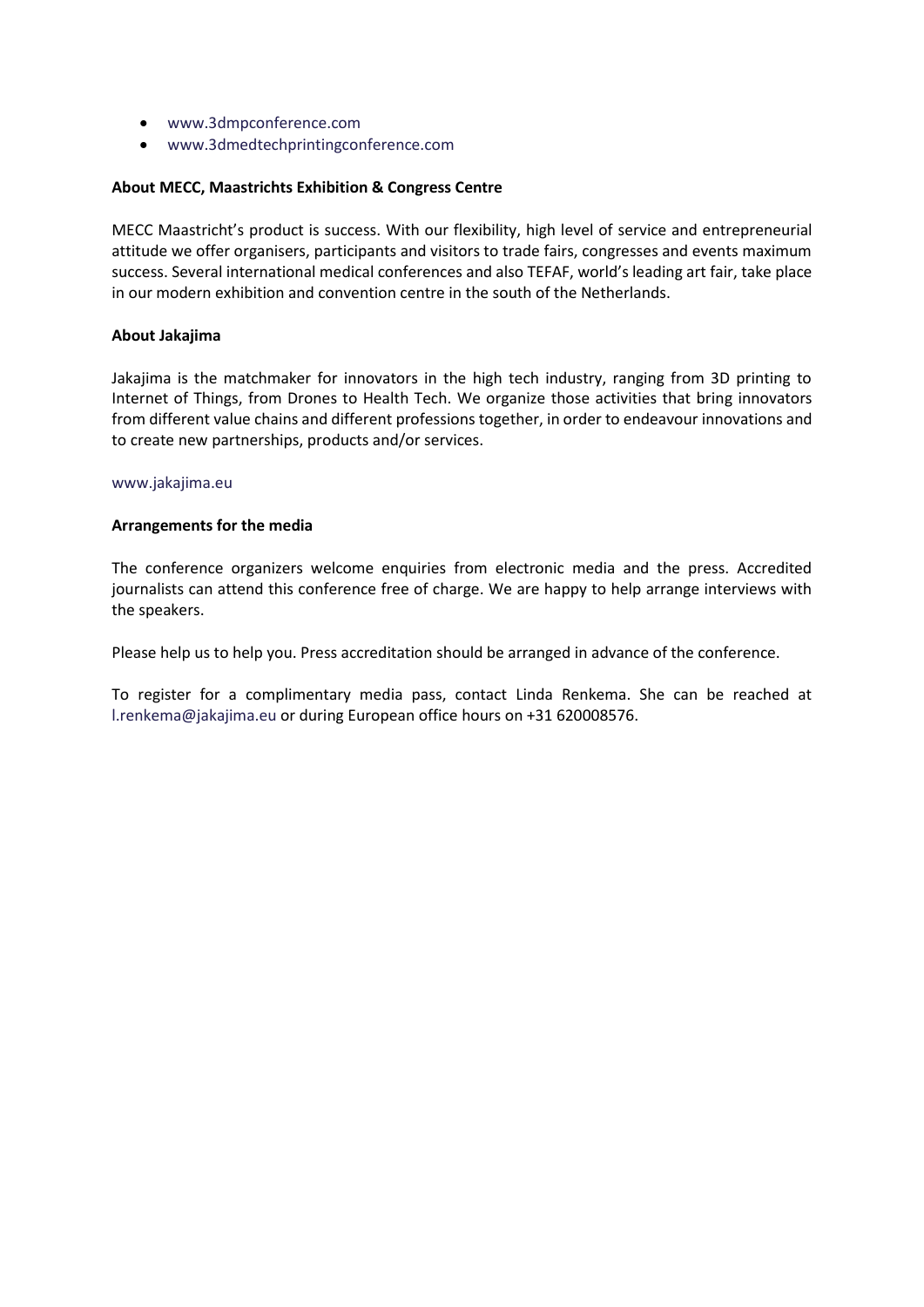- www.3dmpconference.com
- www.3dmedtechprintingconference.com

**About MECC, Maastrichts Exhibition & Congress Centre**

MECC Maastricht's product is success. With our flexibility, high level of service and entrepreneurial attitude we offer organisers, participants and visitors to trade fairs, congresses and events maximum success. Several international medical conferences and also TEFAF, world's leading art fair, take place in our modern exhibition and convention centre in the south of the Netherlands.

**About Jakajima**

Jakajima is the matchmaker for innovators in the high tech industry, ranging from 3D printing to Internet of Things, from Drones to Health Tech. We organize those activities that bring innovators from different value chains and different professions together, in order to endeavour innovations and to create new partnerships, products and/or services.

www.jakajima.eu

**Arrangements for the media**

The conference organizers welcome enquiries from electronic media and the press. Accredited journalists can attend this conference free of charge. We are happy to help arrange interviews with the speakers.

Please help us to help you. Press accreditation should be arranged in advance of the conference.

To register for a complimentary media pass, contact Linda Renkema. She can be reached at l.renkema@jakajima.eu or during European office hours on +31 620008576.